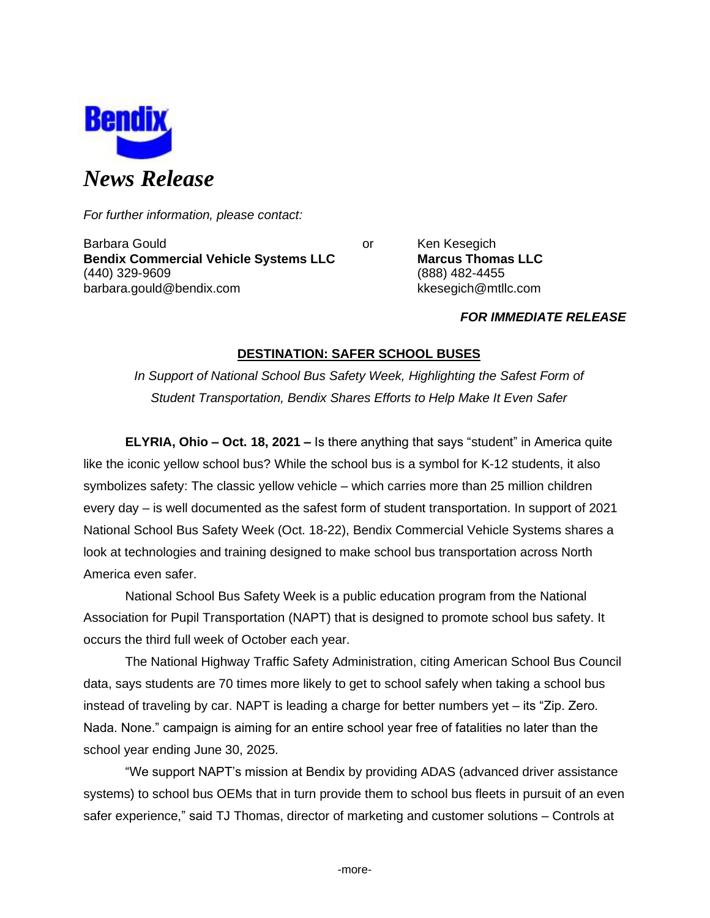**Bendix**

# *News Release*

*For further information, please contact:*

Barbara Gould
**Bendix Commercial Vehicle Systems LLC**
(440) 329-9609
barbara.gould@bendix.com

or

Ken Kesegich
**Marcus Thomas LLC**
(888) 482-4455
kkesegich@mtllc.com

***FOR IMMEDIATE RELEASE***

## DESTINATION: SAFER SCHOOL BUSES

*In Support of National School Bus Safety Week, Highlighting the Safest Form of Student Transportation, Bendix Shares Efforts to Help Make It Even Safer*

**ELYRIA, Ohio – Oct. 18, 2021 –** Is there anything that says "student" in America quite like the iconic yellow school bus? While the school bus is a symbol for K-12 students, it also symbolizes safety: The classic yellow vehicle – which carries more than 25 million children every day – is well documented as the safest form of student transportation. In support of 2021 National School Bus Safety Week (Oct. 18-22), Bendix Commercial Vehicle Systems shares a look at technologies and training designed to make school bus transportation across North America even safer.

National School Bus Safety Week is a public education program from the National Association for Pupil Transportation (NAPT) that is designed to promote school bus safety. It occurs the third full week of October each year.

The National Highway Traffic Safety Administration, citing American School Bus Council data, says students are 70 times more likely to get to school safely when taking a school bus instead of traveling by car. NAPT is leading a charge for better numbers yet – its "Zip. Zero. Nada. None." campaign is aiming for an entire school year free of fatalities no later than the school year ending June 30, 2025.

"We support NAPT's mission at Bendix by providing ADAS (advanced driver assistance systems) to school bus OEMs that in turn provide them to school bus fleets in pursuit of an even safer experience," said TJ Thomas, director of marketing and customer solutions – Controls at

-more-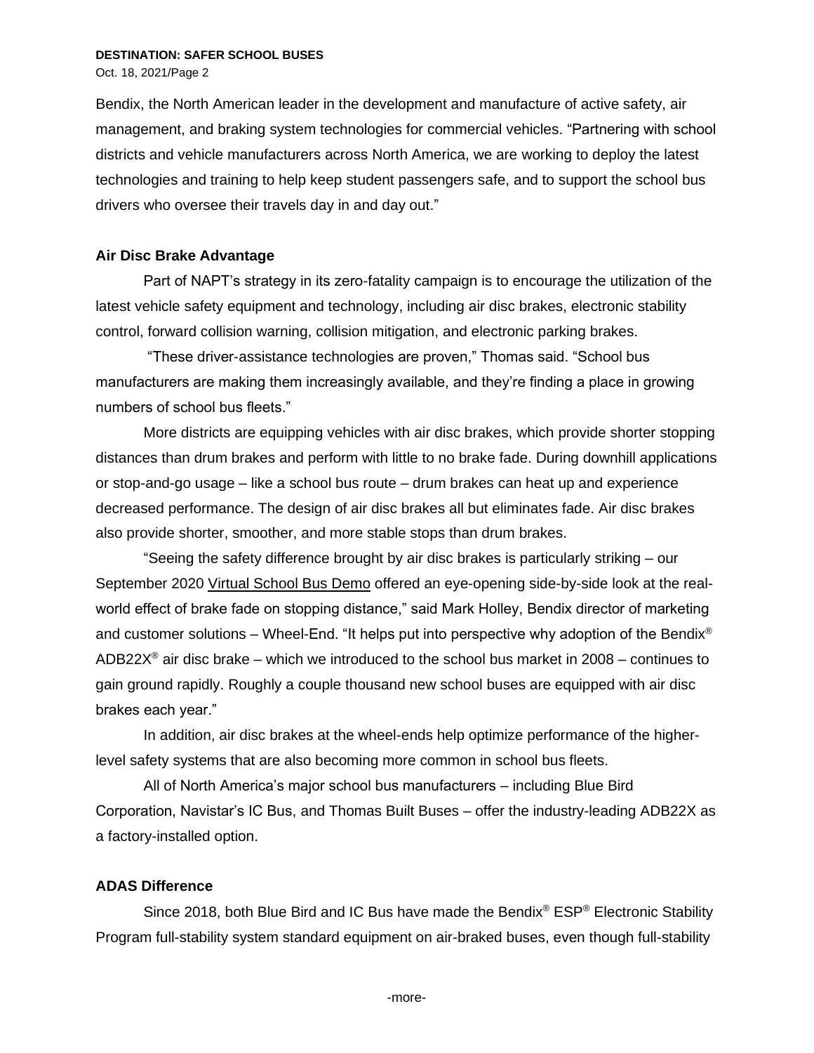Bendix, the North American leader in the development and manufacture of active safety, air management, and braking system technologies for commercial vehicles. "Partnering with school districts and vehicle manufacturers across North America, we are working to deploy the latest technologies and training to help keep student passengers safe, and to support the school bus drivers who oversee their travels day in and day out."

**Air Disc Brake Advantage**

Part of NAPT's strategy in its zero-fatality campaign is to encourage the utilization of the latest vehicle safety equipment and technology, including air disc brakes, electronic stability control, forward collision warning, collision mitigation, and electronic parking brakes.

"These driver-assistance technologies are proven," Thomas said. "School bus manufacturers are making them increasingly available, and they're finding a place in growing numbers of school bus fleets."

More districts are equipping vehicles with air disc brakes, which provide shorter stopping distances than drum brakes and perform with little to no brake fade. During downhill applications or stop-and-go usage – like a school bus route – drum brakes can heat up and experience decreased performance. The design of air disc brakes all but eliminates fade. Air disc brakes also provide shorter, smoother, and more stable stops than drum brakes.

"Seeing the safety difference brought by air disc brakes is particularly striking – our September 2020 Virtual School Bus Demo offered an eye-opening side-by-side look at the real-world effect of brake fade on stopping distance," said Mark Holley, Bendix director of marketing and customer solutions – Wheel-End. "It helps put into perspective why adoption of the Bendix® ADB22X® air disc brake – which we introduced to the school bus market in 2008 – continues to gain ground rapidly. Roughly a couple thousand new school buses are equipped with air disc brakes each year."

In addition, air disc brakes at the wheel-ends help optimize performance of the higher-level safety systems that are also becoming more common in school bus fleets.

All of North America's major school bus manufacturers – including Blue Bird Corporation, Navistar's IC Bus, and Thomas Built Buses – offer the industry-leading ADB22X as a factory-installed option.

**ADAS Difference**

Since 2018, both Blue Bird and IC Bus have made the Bendix® ESP® Electronic Stability Program full-stability system standard equipment on air-braked buses, even though full-stability

-more-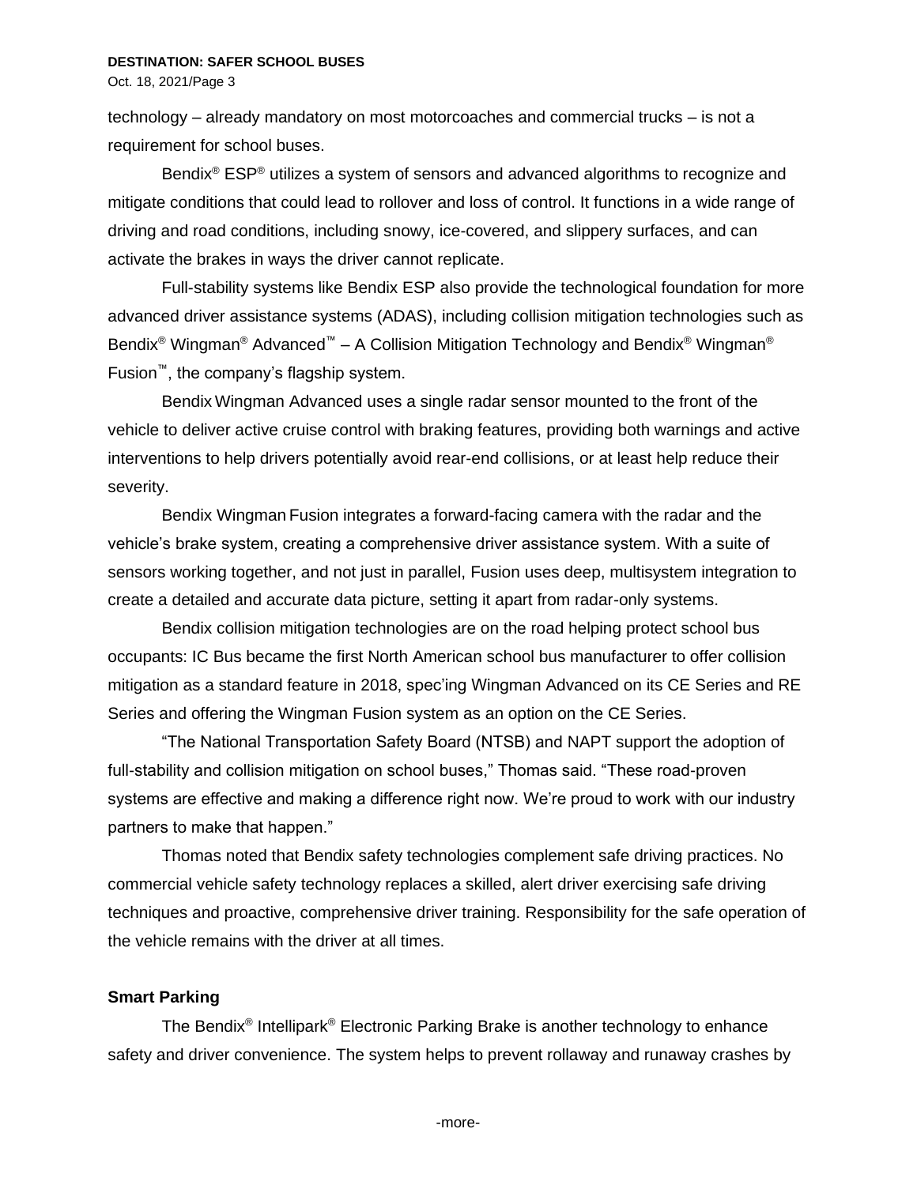technology – already mandatory on most motorcoaches and commercial trucks – is not a requirement for school buses.

Bendix® ESP® utilizes a system of sensors and advanced algorithms to recognize and mitigate conditions that could lead to rollover and loss of control. It functions in a wide range of driving and road conditions, including snowy, ice-covered, and slippery surfaces, and can activate the brakes in ways the driver cannot replicate.

Full-stability systems like Bendix ESP also provide the technological foundation for more advanced driver assistance systems (ADAS), including collision mitigation technologies such as Bendix® Wingman® Advanced™ – A Collision Mitigation Technology and Bendix® Wingman® Fusion™, the company's flagship system.

Bendix Wingman Advanced uses a single radar sensor mounted to the front of the vehicle to deliver active cruise control with braking features, providing both warnings and active interventions to help drivers potentially avoid rear-end collisions, or at least help reduce their severity.

Bendix Wingman Fusion integrates a forward-facing camera with the radar and the vehicle's brake system, creating a comprehensive driver assistance system. With a suite of sensors working together, and not just in parallel, Fusion uses deep, multisystem integration to create a detailed and accurate data picture, setting it apart from radar-only systems.

Bendix collision mitigation technologies are on the road helping protect school bus occupants: IC Bus became the first North American school bus manufacturer to offer collision mitigation as a standard feature in 2018, spec'ing Wingman Advanced on its CE Series and RE Series and offering the Wingman Fusion system as an option on the CE Series.

"The National Transportation Safety Board (NTSB) and NAPT support the adoption of full-stability and collision mitigation on school buses," Thomas said. "These road-proven systems are effective and making a difference right now. We're proud to work with our industry partners to make that happen."

Thomas noted that Bendix safety technologies complement safe driving practices. No commercial vehicle safety technology replaces a skilled, alert driver exercising safe driving techniques and proactive, comprehensive driver training. Responsibility for the safe operation of the vehicle remains with the driver at all times.

**Smart Parking**

The Bendix® Intellipark® Electronic Parking Brake is another technology to enhance safety and driver convenience. The system helps to prevent rollaway and runaway crashes by

-more-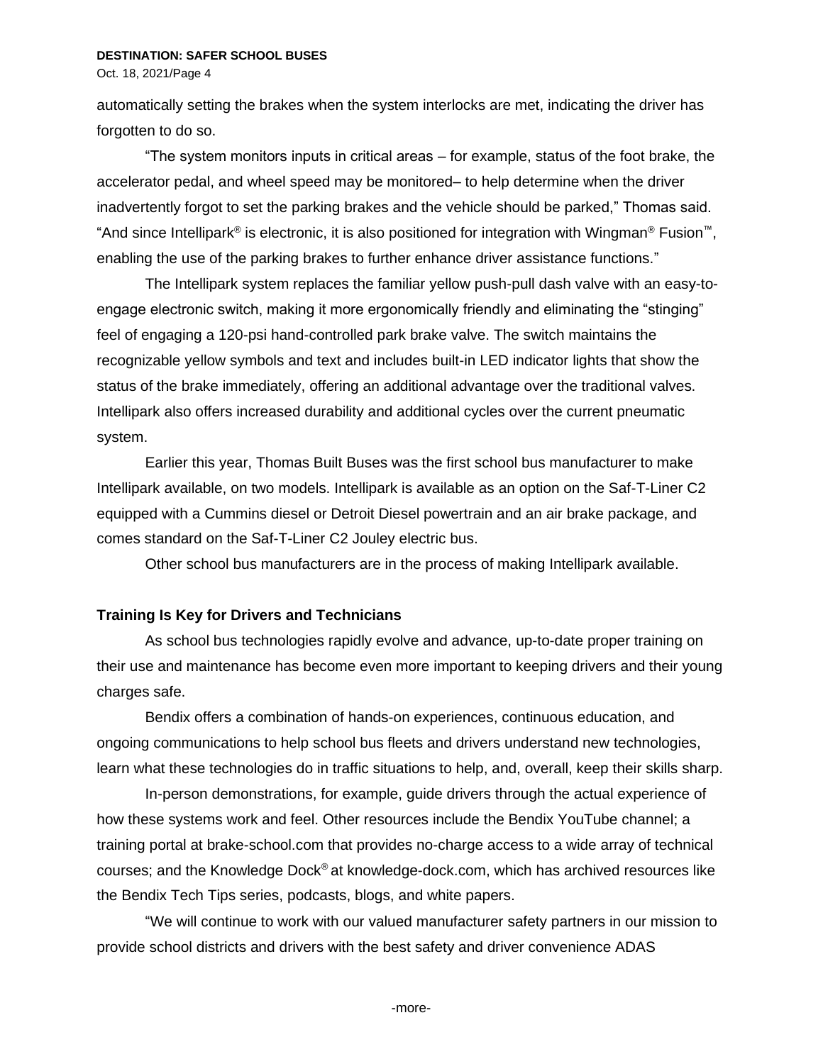automatically setting the brakes when the system interlocks are met, indicating the driver has forgotten to do so.

"The system monitors inputs in critical areas – for example, status of the foot brake, the accelerator pedal, and wheel speed may be monitored– to help determine when the driver inadvertently forgot to set the parking brakes and the vehicle should be parked," Thomas said. "And since Intellipark® is electronic, it is also positioned for integration with Wingman® Fusion™, enabling the use of the parking brakes to further enhance driver assistance functions."

The Intellipark system replaces the familiar yellow push-pull dash valve with an easy-to-engage electronic switch, making it more ergonomically friendly and eliminating the "stinging" feel of engaging a 120-psi hand-controlled park brake valve. The switch maintains the recognizable yellow symbols and text and includes built-in LED indicator lights that show the status of the brake immediately, offering an additional advantage over the traditional valves. Intellipark also offers increased durability and additional cycles over the current pneumatic system.

Earlier this year, Thomas Built Buses was the first school bus manufacturer to make Intellipark available, on two models. Intellipark is available as an option on the Saf-T-Liner C2 equipped with a Cummins diesel or Detroit Diesel powertrain and an air brake package, and comes standard on the Saf-T-Liner C2 Jouley electric bus.

Other school bus manufacturers are in the process of making Intellipark available.

**Training Is Key for Drivers and Technicians**

As school bus technologies rapidly evolve and advance, up-to-date proper training on their use and maintenance has become even more important to keeping drivers and their young charges safe.

Bendix offers a combination of hands-on experiences, continuous education, and ongoing communications to help school bus fleets and drivers understand new technologies, learn what these technologies do in traffic situations to help, and, overall, keep their skills sharp.

In-person demonstrations, for example, guide drivers through the actual experience of how these systems work and feel. Other resources include the Bendix YouTube channel; a training portal at brake-school.com that provides no-charge access to a wide array of technical courses; and the Knowledge Dock® at knowledge-dock.com, which has archived resources like the Bendix Tech Tips series, podcasts, blogs, and white papers.

"We will continue to work with our valued manufacturer safety partners in our mission to provide school districts and drivers with the best safety and driver convenience ADAS

-more-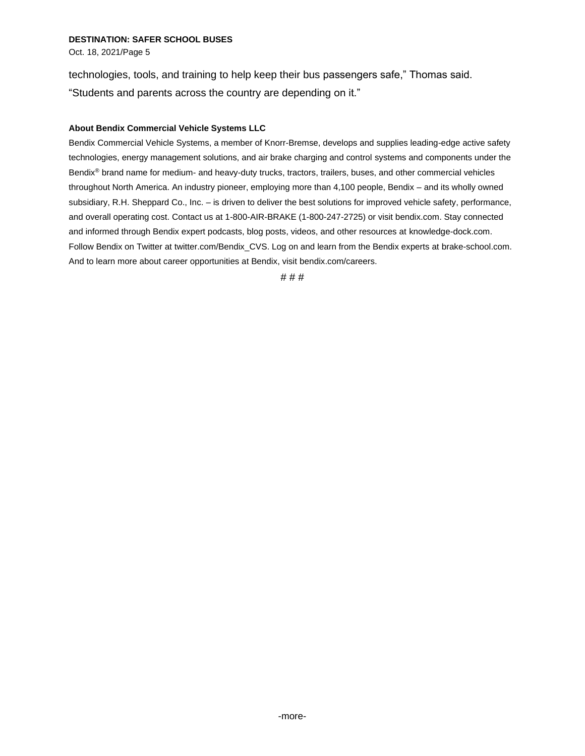technologies, tools, and training to help keep their bus passengers safe," Thomas said. "Students and parents across the country are depending on it."

**About Bendix Commercial Vehicle Systems LLC**

Bendix Commercial Vehicle Systems, a member of Knorr-Bremse, develops and supplies leading-edge active safety technologies, energy management solutions, and air brake charging and control systems and components under the Bendix® brand name for medium- and heavy-duty trucks, tractors, trailers, buses, and other commercial vehicles throughout North America. An industry pioneer, employing more than 4,100 people, Bendix – and its wholly owned subsidiary, R.H. Sheppard Co., Inc. – is driven to deliver the best solutions for improved vehicle safety, performance, and overall operating cost. Contact us at 1-800-AIR-BRAKE (1-800-247-2725) or visit bendix.com. Stay connected and informed through Bendix expert podcasts, blog posts, videos, and other resources at knowledge-dock.com. Follow Bendix on Twitter at twitter.com/Bendix_CVS. Log on and learn from the Bendix experts at brake-school.com. And to learn more about career opportunities at Bendix, visit bendix.com/careers.

# # #

-more-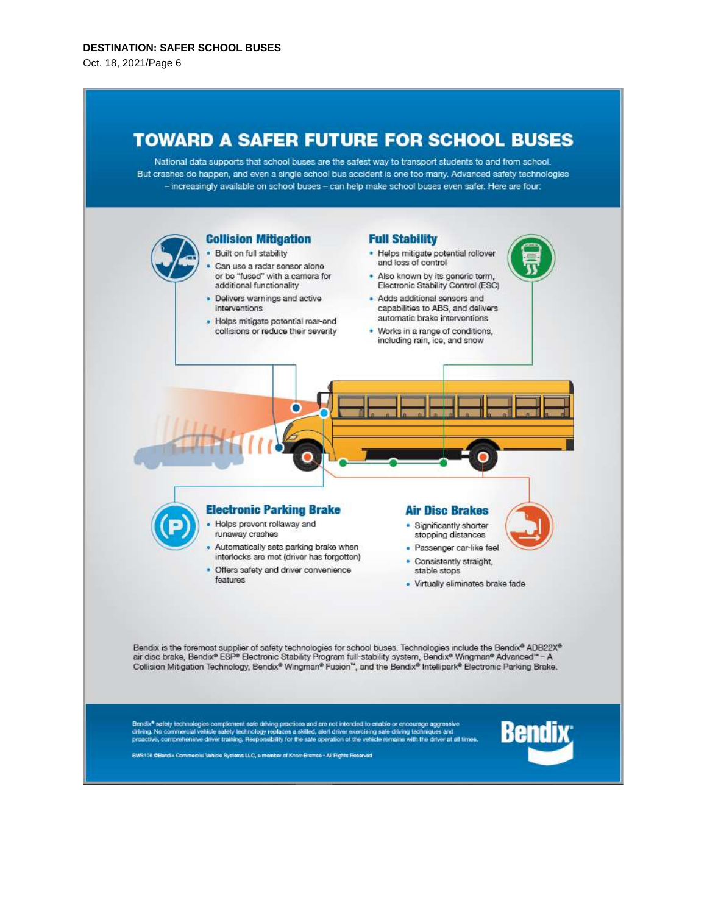# TOWARD A SAFER FUTURE FOR SCHOOL BUSES

National data supports that school buses are the safest way to transport students to and from school. But crashes do happen, and even a single school bus accident is one too many. Advanced safety technologies – increasingly available on school buses – can help make school buses even safer. Here are four:

## Collision Mitigation

- Built on full stability
- Can use a radar sensor alone or be "fused" with a camera for additional functionality
- Delivers warnings and active interventions
- Helps mitigate potential rear-end collisions or reduce their severity

## Full Stability

- Helps mitigate potential rollover and loss of control
- Also known by its generic term, Electronic Stability Control (ESC)
- Adds additional sensors and capabilities to ABS, and delivers automatic brake interventions
- Works in a range of conditions, including rain, ice, and snow

## Electronic Parking Brake

- Helps prevent rollaway and runaway crashes
- Automatically sets parking brake when interlocks are met (driver has forgotten)
- Offers safety and driver convenience features

## Air Disc Brakes

- Significantly shorter stopping distances
- Passenger car-like feel
- Consistently straight, stable stops
- Virtually eliminates brake fade

Bendix is the foremost supplier of safety technologies for school buses. Technologies include the Bendix® ADB22X® air disc brake, Bendix® ESP® Electronic Stability Program full-stability system, Bendix® Wingman® Advanced™ – A Collision Mitigation Technology, Bendix® Wingman® Fusion™, and the Bendix® Intellipark® Electronic Parking Brake.

Bendix® safety technologies complement safe driving practices and are not intended to enable or encourage aggressive driving. No commercial vehicle safety technology replaces a skilled, alert driver exercising safe driving techniques and proactive, comprehensive driver training. Responsibility for the safe operation of the vehicle remains with the driver at all times.

BW8108 ©Bendix Commercial Vehicle Systems LLC, a member of Knorr-Bremse • All Rights Reserved

Bendix